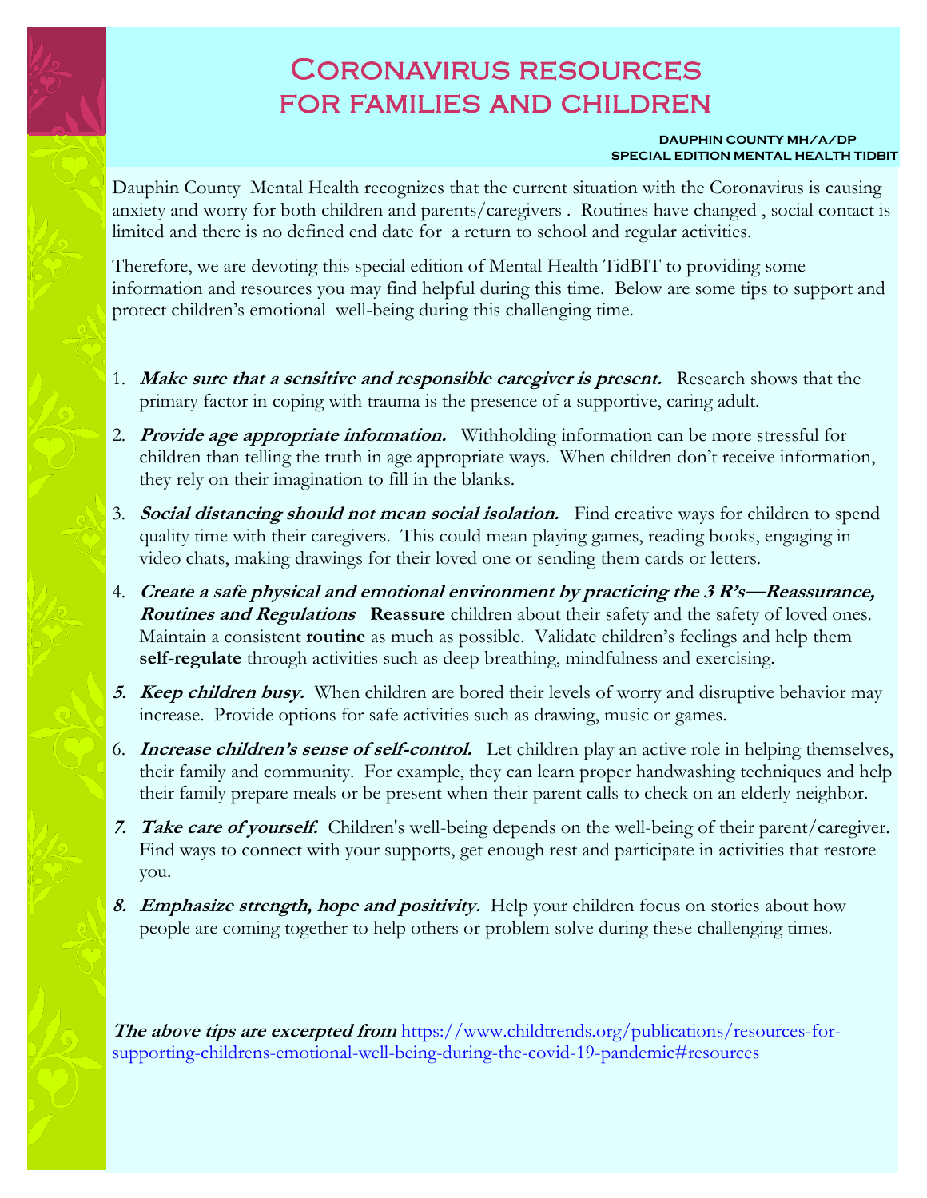# Coronavirus resources for families and children

**DAUPHIN COUNTY MH/A/DP**
**SPECIAL EDITION MENTAL HEALTH TIDBIT**

Dauphin County Mental Health recognizes that the current situation with the Coronavirus is causing anxiety and worry for both children and parents/caregivers . Routines have changed , social contact is limited and there is no defined end date for a return to school and regular activities.

Therefore, we are devoting this special edition of Mental Health TidBIT to providing some information and resources you may find helpful during this time. Below are some tips to support and protect children's emotional well-being during this challenging time.

1. ***Make sure that a sensitive and responsible caregiver is present.*** Research shows that the primary factor in coping with trauma is the presence of a supportive, caring adult.
2. ***Provide age appropriate information.*** Withholding information can be more stressful for children than telling the truth in age appropriate ways. When children don't receive information, they rely on their imagination to fill in the blanks.
3. ***Social distancing should not mean social isolation.*** Find creative ways for children to spend quality time with their caregivers. This could mean playing games, reading books, engaging in video chats, making drawings for their loved one or sending them cards or letters.
4. ***Create a safe physical and emotional environment by practicing the 3 R's—Reassurance, Routines and Regulations*** **Reassure** children about their safety and the safety of loved ones. Maintain a consistent **routine** as much as possible. Validate children's feelings and help them **self-regulate** through activities such as deep breathing, mindfulness and exercising.
5. ***Keep children busy.*** When children are bored their levels of worry and disruptive behavior may increase. Provide options for safe activities such as drawing, music or games.
6. ***Increase children's sense of self-control.*** Let children play an active role in helping themselves, their family and community. For example, they can learn proper handwashing techniques and help their family prepare meals or be present when their parent calls to check on an elderly neighbor.
7. ***Take care of yourself.*** Children's well-being depends on the well-being of their parent/caregiver. Find ways to connect with your supports, get enough rest and participate in activities that restore you.
8. ***Emphasize strength, hope and positivity.*** Help your children focus on stories about how people are coming together to help others or problem solve during these challenging times.

***The above tips are excerpted from*** https://www.childtrends.org/publications/resources-for-supporting-childrens-emotional-well-being-during-the-covid-19-pandemic#resources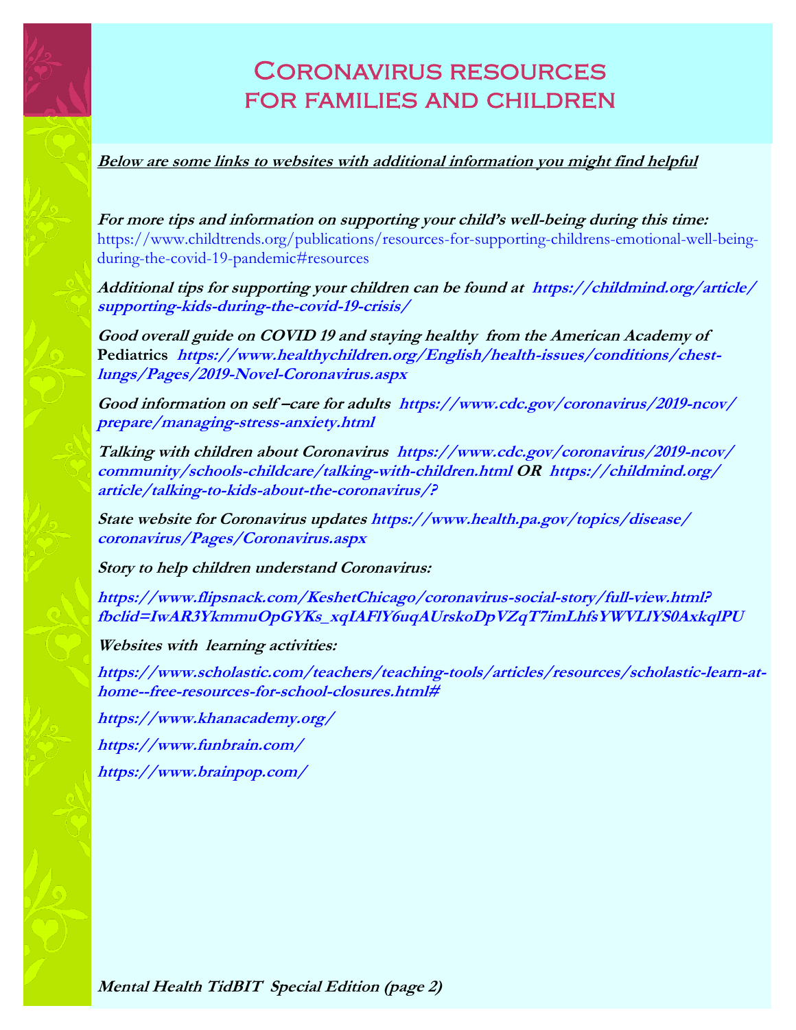# Coronavirus resources for families and children

***Below are some links to websites with additional information you might find helpful***

***For more tips and information on supporting your child's well-being during this time:*** https://www.childtrends.org/publications/resources-for-supporting-childrens-emotional-well-being-during-the-covid-19-pandemic#resources

***Additional tips for supporting your children can be found at*** ***https://childmind.org/article/supporting-kids-during-the-covid-19-crisis/***

***Good overall guide on COVID 19 and staying healthy from the American Academy of*** **Pediatrics** ***https://www.healthychildren.org/English/health-issues/conditions/chest-lungs/Pages/2019-Novel-Coronavirus.aspx***

***Good information on self –care for adults*** ***https://www.cdc.gov/coronavirus/2019-ncov/prepare/managing-stress-anxiety.html***

***Talking with children about Coronavirus*** ***https://www.cdc.gov/coronavirus/2019-ncov/community/schools-childcare/talking-with-children.html*** ***OR*** ***https://childmind.org/article/talking-to-kids-about-the-coronavirus/?***

***State website for Coronavirus updates*** ***https://www.health.pa.gov/topics/disease/coronavirus/Pages/Coronavirus.aspx***

***Story to help children understand Coronavirus:***

***https://www.flipsnack.com/KeshetChicago/coronavirus-social-story/full-view.html?fbclid=IwAR3YkmmuOpGYKs_xqIAFlY6uqAUrskoDpVZqT7imLhfsYWVLlYS0AxkqlPU***

***Websites with learning activities:***

***https://www.scholastic.com/teachers/teaching-tools/articles/resources/scholastic-learn-at-home--free-resources-for-school-closures.html#***

***https://www.khanacademy.org/***

***https://www.funbrain.com/***

***https://www.brainpop.com/***

***Mental Health TidBIT Special Edition (page 2)***